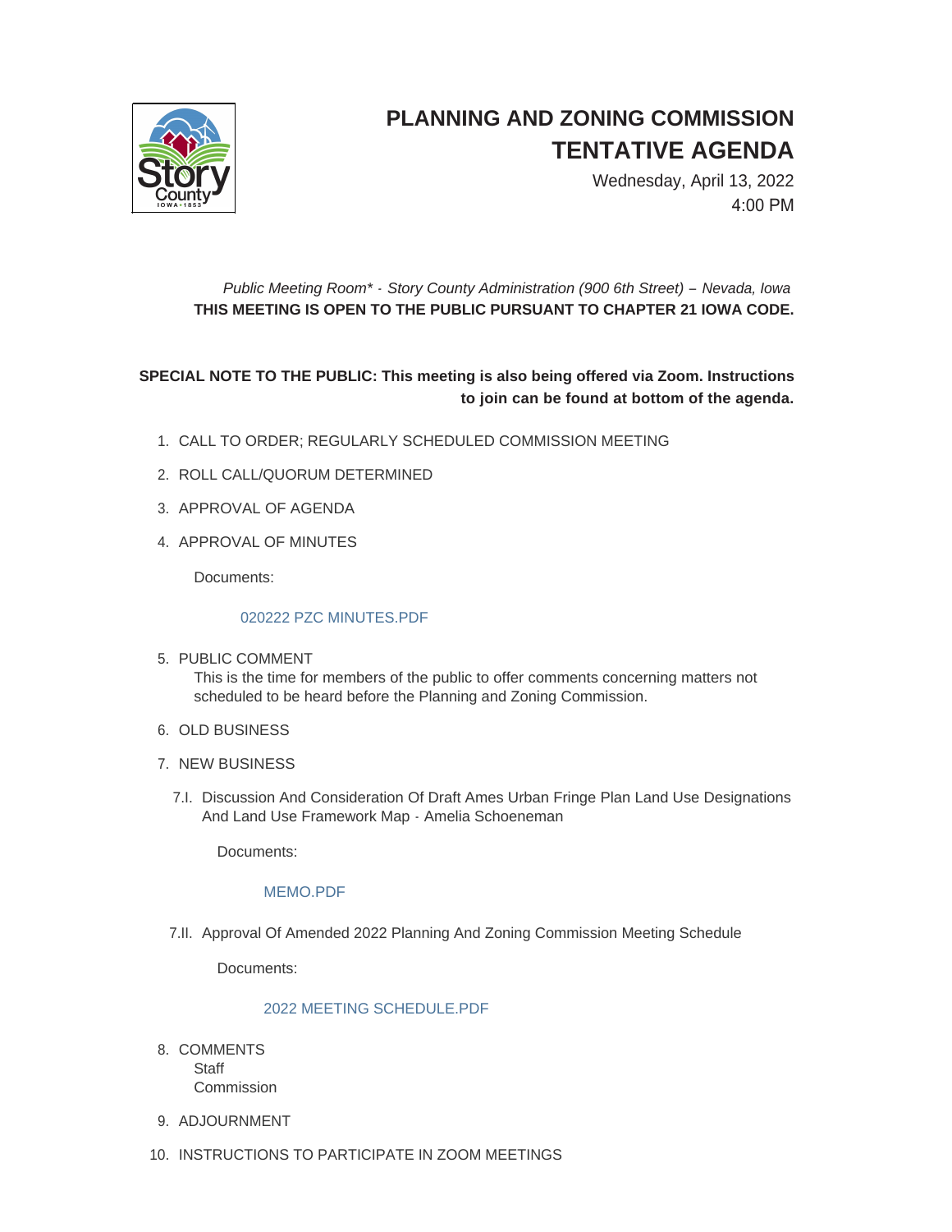# PLANNING AND ZONING COMMISSION TENTATIVE AGENDA

Wednesday, April 13, 2022
4:00 PM

*Public Meeting Room\* - Story County Administration (900 6th Street) – Nevada, Iowa*
**THIS MEETING IS OPEN TO THE PUBLIC PURSUANT TO CHAPTER 21 IOWA CODE.**

**SPECIAL NOTE TO THE PUBLIC: This meeting is also being offered via Zoom. Instructions to join can be found at bottom of the agenda.**

1. CALL TO ORDER; REGULARLY SCHEDULED COMMISSION MEETING
2. ROLL CALL/QUORUM DETERMINED
3. APPROVAL OF AGENDA
4. APPROVAL OF MINUTES

   Documents:

   020222 PZC MINUTES.PDF

5. PUBLIC COMMENT
   This is the time for members of the public to offer comments concerning matters not scheduled to be heard before the Planning and Zoning Commission.
6. OLD BUSINESS
7. NEW BUSINESS

   7.I. Discussion And Consideration Of Draft Ames Urban Fringe Plan Land Use Designations And Land Use Framework Map - Amelia Schoeneman

   Documents:

   MEMO.PDF

   7.II. Approval Of Amended 2022 Planning And Zoning Commission Meeting Schedule

   Documents:

   2022 MEETING SCHEDULE.PDF

8. COMMENTS
   Staff
   Commission
9. ADJOURNMENT
10. INSTRUCTIONS TO PARTICIPATE IN ZOOM MEETINGS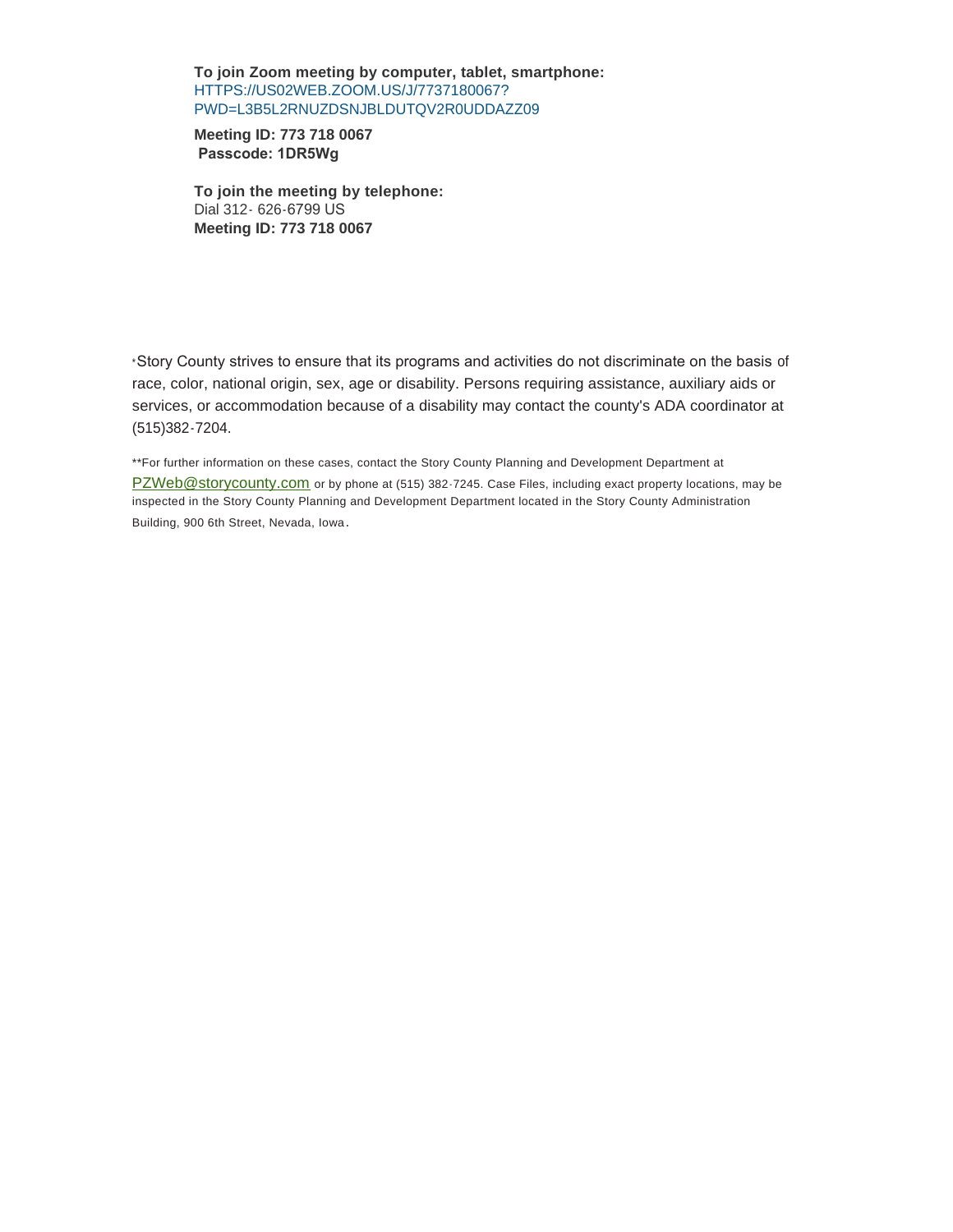**To join Zoom meeting by computer, tablet, smartphone:**
HTTPS://US02WEB.ZOOM.US/J/7737180067?PWD=L3B5L2RNUZDSNJBLDUTQV2R0UDDAZZ09

**Meeting ID: 773 718 0067**
**Passcode: 1DR5Wg**

**To join the meeting by telephone:**
Dial 312- 626-6799 US
**Meeting ID: 773 718 0067**

*Story County strives to ensure that its programs and activities do not discriminate on the basis of race, color, national origin, sex, age or disability. Persons requiring assistance, auxiliary aids or services, or accommodation because of a disability may contact the county's ADA coordinator at (515)382-7204.

**For further information on these cases, contact the Story County Planning and Development Department at PZWeb@storycounty.com or by phone at (515) 382-7245. Case Files, including exact property locations, may be inspected in the Story County Planning and Development Department located in the Story County Administration Building, 900 6th Street, Nevada, Iowa.